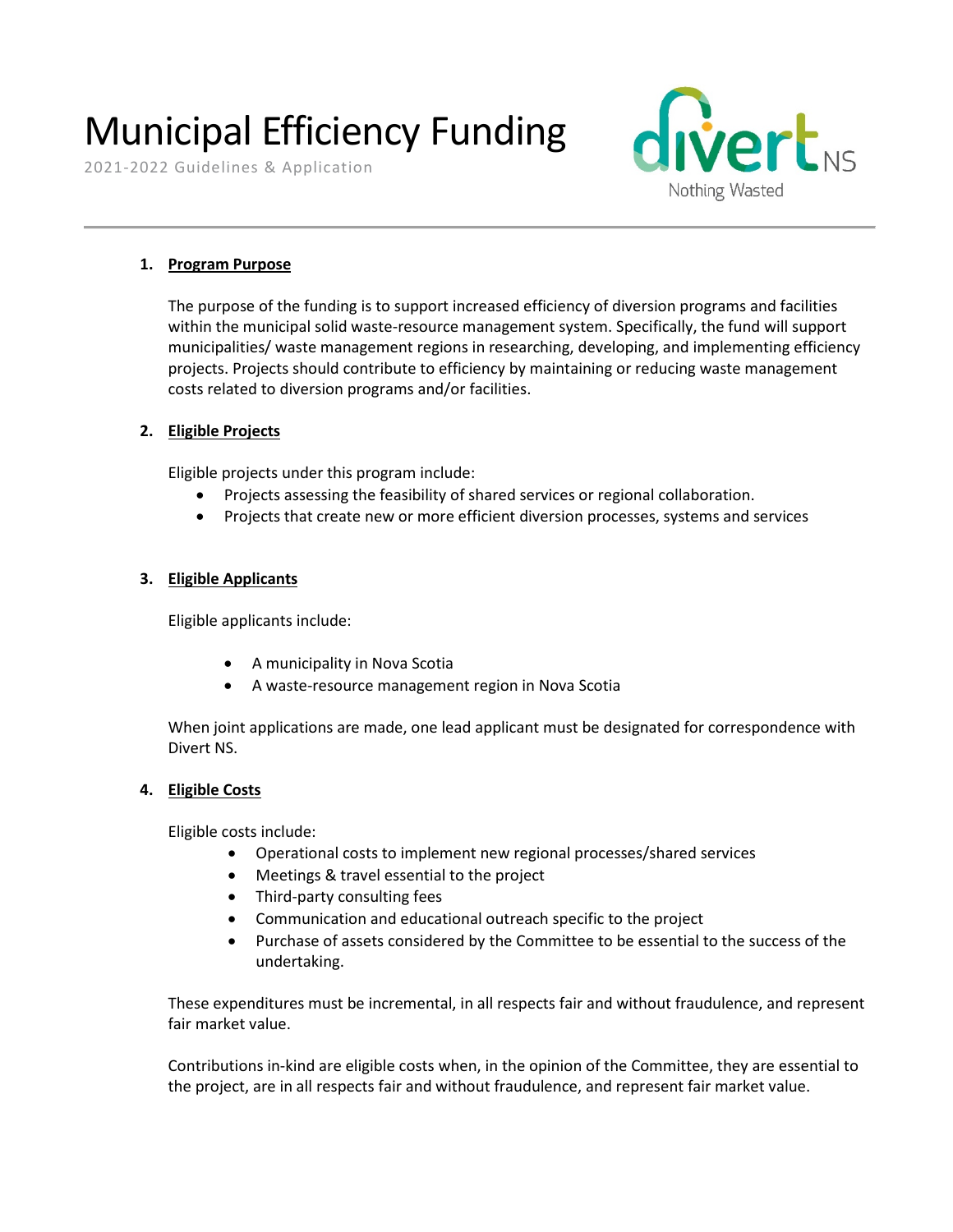# Municipal Efficiency Funding

2021-2022 Guidelines & Application

divert NS
Nothing Wasted

1. **Program Purpose**

   The purpose of the funding is to support increased efficiency of diversion programs and facilities within the municipal solid waste-resource management system. Specifically, the fund will support municipalities/ waste management regions in researching, developing, and implementing efficiency projects. Projects should contribute to efficiency by maintaining or reducing waste management costs related to diversion programs and/or facilities.

2. **Eligible Projects**

   Eligible projects under this program include:

   - Projects assessing the feasibility of shared services or regional collaboration.
   - Projects that create new or more efficient diversion processes, systems and services

3. **Eligible Applicants**

   Eligible applicants include:

   - A municipality in Nova Scotia
   - A waste-resource management region in Nova Scotia

   When joint applications are made, one lead applicant must be designated for correspondence with Divert NS.

4. **Eligible Costs**

   Eligible costs include:

   - Operational costs to implement new regional processes/shared services
   - Meetings & travel essential to the project
   - Third-party consulting fees
   - Communication and educational outreach specific to the project
   - Purchase of assets considered by the Committee to be essential to the success of the undertaking.

   These expenditures must be incremental, in all respects fair and without fraudulence, and represent fair market value.

   Contributions in-kind are eligible costs when, in the opinion of the Committee, they are essential to the project, are in all respects fair and without fraudulence, and represent fair market value.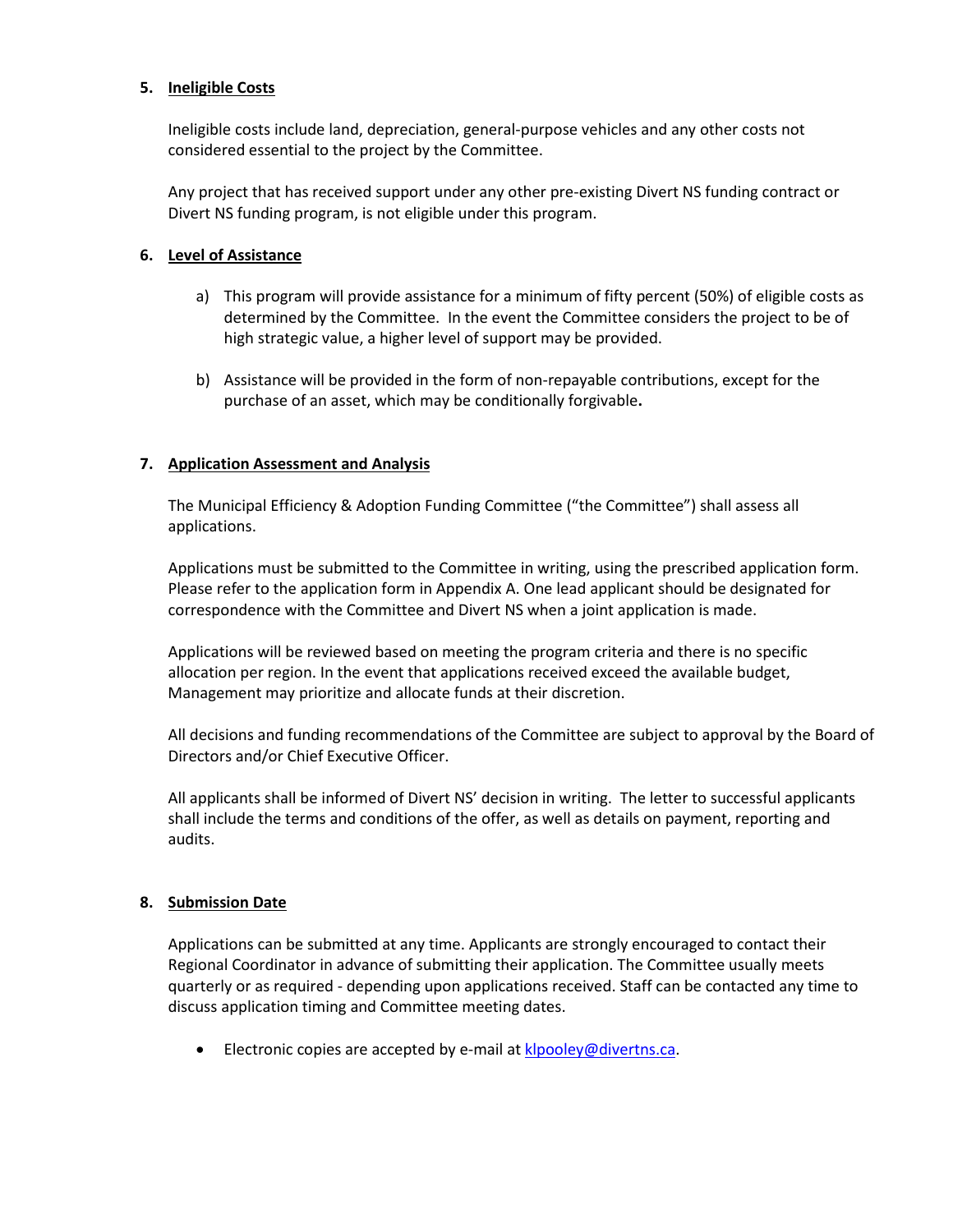## 5. Ineligible Costs

Ineligible costs include land, depreciation, general-purpose vehicles and any other costs not considered essential to the project by the Committee.

Any project that has received support under any other pre-existing Divert NS funding contract or Divert NS funding program, is not eligible under this program.

## 6. Level of Assistance

a) This program will provide assistance for a minimum of fifty percent (50%) of eligible costs as determined by the Committee. In the event the Committee considers the project to be of high strategic value, a higher level of support may be provided.

b) Assistance will be provided in the form of non-repayable contributions, except for the purchase of an asset, which may be conditionally forgivable**.**

## 7. Application Assessment and Analysis

The Municipal Efficiency & Adoption Funding Committee ("the Committee") shall assess all applications.

Applications must be submitted to the Committee in writing, using the prescribed application form. Please refer to the application form in Appendix A. One lead applicant should be designated for correspondence with the Committee and Divert NS when a joint application is made.

Applications will be reviewed based on meeting the program criteria and there is no specific allocation per region. In the event that applications received exceed the available budget, Management may prioritize and allocate funds at their discretion.

All decisions and funding recommendations of the Committee are subject to approval by the Board of Directors and/or Chief Executive Officer.

All applicants shall be informed of Divert NS' decision in writing. The letter to successful applicants shall include the terms and conditions of the offer, as well as details on payment, reporting and audits.

## 8. Submission Date

Applications can be submitted at any time. Applicants are strongly encouraged to contact their Regional Coordinator in advance of submitting their application. The Committee usually meets quarterly or as required - depending upon applications received. Staff can be contacted any time to discuss application timing and Committee meeting dates.

- Electronic copies are accepted by e-mail at klpooley@divertns.ca.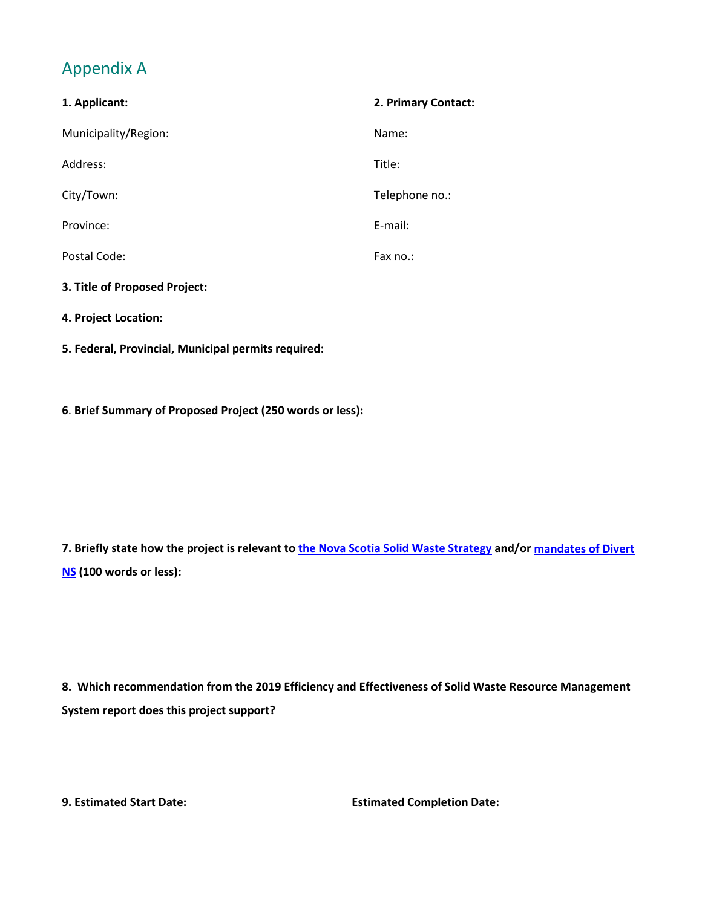## Appendix A

| **1. Applicant:** | **2. Primary Contact:** |
|---|---|
| Municipality/Region: | Name: |
| Address: | Title: |
| City/Town: | Telephone no.: |
| Province: | E-mail: |
| Postal Code: | Fax no.: |

**3. Title of Proposed Project:**

**4. Project Location:**

**5. Federal, Provincial, Municipal permits required:**

**6. Brief Summary of Proposed Project (250 words or less):**

**7. Briefly state how the project is relevant to [the Nova Scotia Solid Waste Strategy](#) and/or [mandates of Divert NS](#) (100 words or less):**

**8. Which recommendation from the 2019 Efficiency and Effectiveness of Solid Waste Resource Management System report does this project support?**

**9. Estimated Start Date:** **Estimated Completion Date:**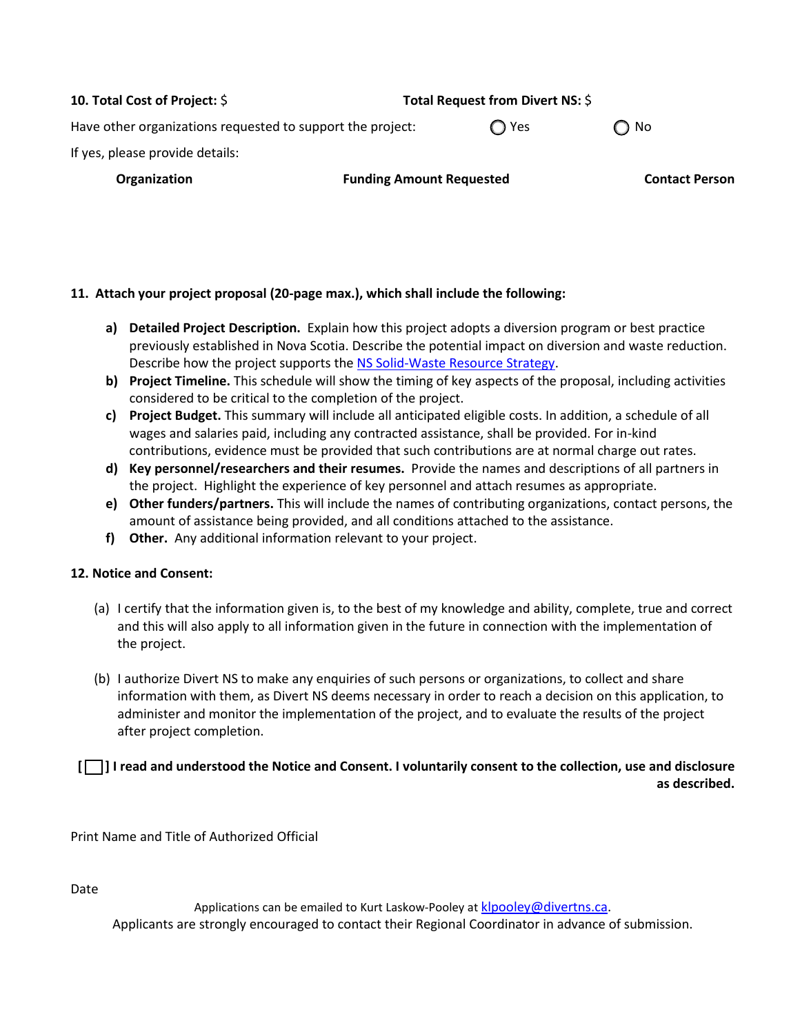**10. Total Cost of Project:** $ **Total Request from Divert NS:** $

Have other organizations requested to support the project: ◯ Yes ◯ No

If yes, please provide details:

| Organization | Funding Amount Requested | Contact Person |
|---|---|---|
| | | |

**11. Attach your project proposal (20-page max.), which shall include the following:**

- **a) Detailed Project Description.** Explain how this project adopts a diversion program or best practice previously established in Nova Scotia. Describe the potential impact on diversion and waste reduction. Describe how the project supports the NS Solid-Waste Resource Strategy.
- **b) Project Timeline.** This schedule will show the timing of key aspects of the proposal, including activities considered to be critical to the completion of the project.
- **c) Project Budget.** This summary will include all anticipated eligible costs. In addition, a schedule of all wages and salaries paid, including any contracted assistance, shall be provided. For in-kind contributions, evidence must be provided that such contributions are at normal charge out rates.
- **d) Key personnel/researchers and their resumes.** Provide the names and descriptions of all partners in the project. Highlight the experience of key personnel and attach resumes as appropriate.
- **e) Other funders/partners.** This will include the names of contributing organizations, contact persons, the amount of assistance being provided, and all conditions attached to the assistance.
- **f) Other.** Any additional information relevant to your project.

**12. Notice and Consent:**

(a) I certify that the information given is, to the best of my knowledge and ability, complete, true and correct and this will also apply to all information given in the future in connection with the implementation of the project.

(b) I authorize Divert NS to make any enquiries of such persons or organizations, to collect and share information with them, as Divert NS deems necessary in order to reach a decision on this application, to administer and monitor the implementation of the project, and to evaluate the results of the project after project completion.

**[ ☐ ] I read and understood the Notice and Consent. I voluntarily consent to the collection, use and disclosure as described.**

Print Name and Title of Authorized Official

Date

Applications can be emailed to Kurt Laskow-Pooley at klpooley@divertns.ca.

Applicants are strongly encouraged to contact their Regional Coordinator in advance of submission.